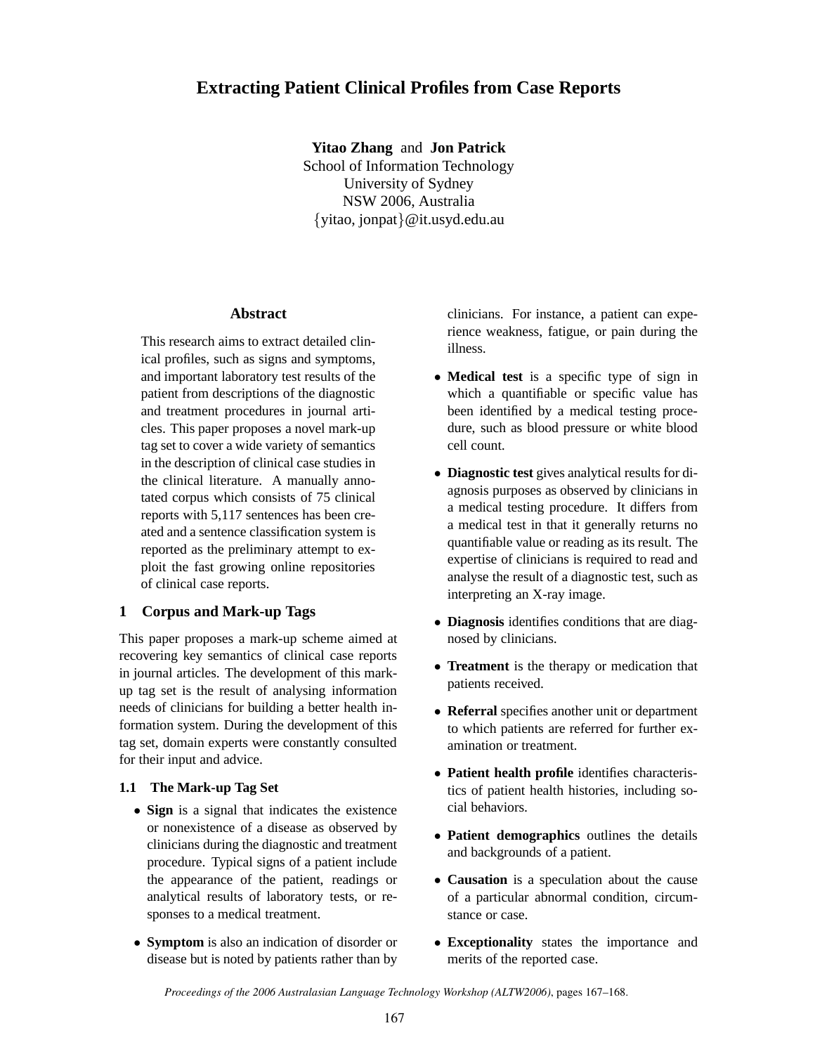# Extracting Patient Clinical Profiles from Case Reports

**Yitao Zhang** and **Jon Patrick**
School of Information Technology
University of Sydney
NSW 2006, Australia
{yitao, jonpat}@it.usyd.edu.au

## Abstract

This research aims to extract detailed clinical profiles, such as signs and symptoms, and important laboratory test results of the patient from descriptions of the diagnostic and treatment procedures in journal articles. This paper proposes a novel mark-up tag set to cover a wide variety of semantics in the description of clinical case studies in the clinical literature. A manually annotated corpus which consists of 75 clinical reports with 5,117 sentences has been created and a sentence classification system is reported as the preliminary attempt to exploit the fast growing online repositories of clinical case reports.

## 1 Corpus and Mark-up Tags

This paper proposes a mark-up scheme aimed at recovering key semantics of clinical case reports in journal articles. The development of this mark-up tag set is the result of analysing information needs of clinicians for building a better health information system. During the development of this tag set, domain experts were constantly consulted for their input and advice.

### 1.1 The Mark-up Tag Set

- **Sign** is a signal that indicates the existence or nonexistence of a disease as observed by clinicians during the diagnostic and treatment procedure. Typical signs of a patient include the appearance of the patient, readings or analytical results of laboratory tests, or responses to a medical treatment.
- **Symptom** is also an indication of disorder or disease but is noted by patients rather than by clinicians. For instance, a patient can experience weakness, fatigue, or pain during the illness.
- **Medical test** is a specific type of sign in which a quantifiable or specific value has been identified by a medical testing procedure, such as blood pressure or white blood cell count.
- **Diagnostic test** gives analytical results for diagnosis purposes as observed by clinicians in a medical testing procedure. It differs from a medical test in that it generally returns no quantifiable value or reading as its result. The expertise of clinicians is required to read and analyse the result of a diagnostic test, such as interpreting an X-ray image.
- **Diagnosis** identifies conditions that are diagnosed by clinicians.
- **Treatment** is the therapy or medication that patients received.
- **Referral** specifies another unit or department to which patients are referred for further examination or treatment.
- **Patient health profile** identifies characteristics of patient health histories, including social behaviors.
- **Patient demographics** outlines the details and backgrounds of a patient.
- **Causation** is a speculation about the cause of a particular abnormal condition, circumstance or case.
- **Exceptionality** states the importance and merits of the reported case.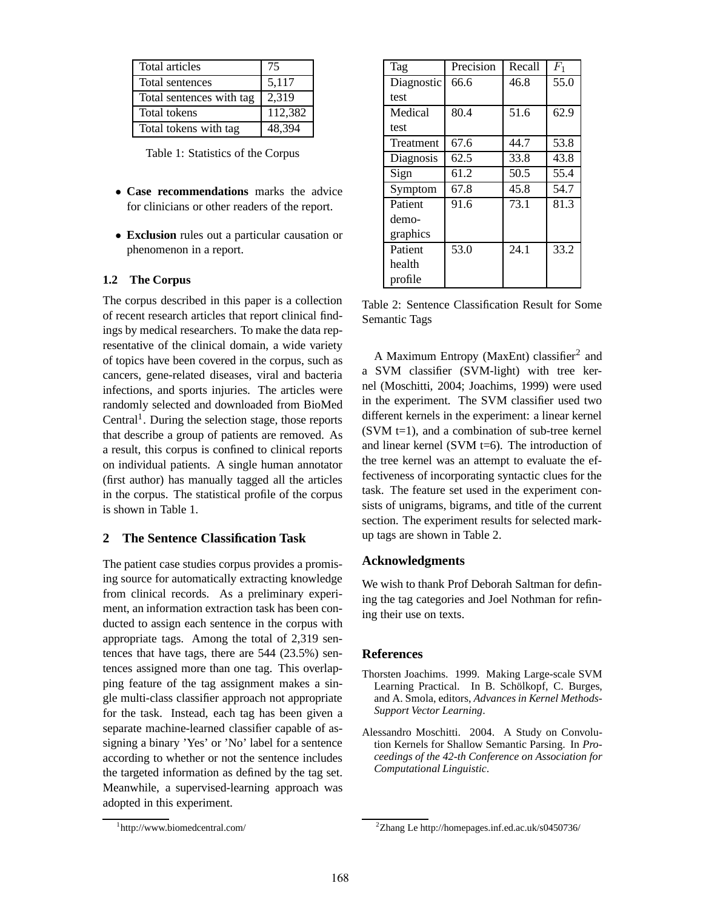| Total articles | 75 |
|---|---|
| Total sentences | 5,117 |
| Total sentences with tag | 2,319 |
| Total tokens | 112,382 |
| Total tokens with tag | 48,394 |

Table 1: Statistics of the Corpus

- **Case recommendations** marks the advice for clinicians or other readers of the report.
- **Exclusion** rules out a particular causation or phenomenon in a report.

### 1.2 The Corpus

The corpus described in this paper is a collection of recent research articles that report clinical findings by medical researchers. To make the data representative of the clinical domain, a wide variety of topics have been covered in the corpus, such as cancers, gene-related diseases, viral and bacteria infections, and sports injuries. The articles were randomly selected and downloaded from BioMed Central[1]. During the selection stage, those reports that describe a group of patients are removed. As a result, this corpus is confined to clinical reports on individual patients. A single human annotator (first author) has manually tagged all the articles in the corpus. The statistical profile of the corpus is shown in Table 1.

## 2 The Sentence Classification Task

The patient case studies corpus provides a promising source for automatically extracting knowledge from clinical records. As a preliminary experiment, an information extraction task has been conducted to assign each sentence in the corpus with appropriate tags. Among the total of 2,319 sentences that have tags, there are 544 (23.5%) sentences assigned more than one tag. This overlapping feature of the tag assignment makes a single multi-class classifier approach not appropriate for the task. Instead, each tag has been given a separate machine-learned classifier capable of assigning a binary 'Yes' or 'No' label for a sentence according to whether or not the sentence includes the targeted information as defined by the tag set. Meanwhile, a supervised-learning approach was adopted in this experiment.

[1] http://www.biomedcentral.com/

| Tag | Precision | Recall | $F_1$ |
|---|---|---|---|
| Diagnostic test | 66.6 | 46.8 | 55.0 |
| Medical test | 80.4 | 51.6 | 62.9 |
| Treatment | 67.6 | 44.7 | 53.8 |
| Diagnosis | 62.5 | 33.8 | 43.8 |
| Sign | 61.2 | 50.5 | 55.4 |
| Symptom | 67.8 | 45.8 | 54.7 |
| Patient demographics | 91.6 | 73.1 | 81.3 |
| Patient health profile | 53.0 | 24.1 | 33.2 |

Table 2: Sentence Classification Result for Some Semantic Tags

A Maximum Entropy (MaxEnt) classifier[2] and a SVM classifier (SVM-light) with tree kernel (Moschitti, 2004; Joachims, 1999) were used in the experiment. The SVM classifier used two different kernels in the experiment: a linear kernel (SVM t=1), and a combination of sub-tree kernel and linear kernel (SVM t=6). The introduction of the tree kernel was an attempt to evaluate the effectiveness of incorporating syntactic clues for the task. The feature set used in the experiment consists of unigrams, bigrams, and title of the current section. The experiment results for selected markup tags are shown in Table 2.

## Acknowledgments

We wish to thank Prof Deborah Saltman for defining the tag categories and Joel Nothman for refining their use on texts.

## References

Thorsten Joachims. 1999. Making Large-scale SVM Learning Practical. In B. Schölkopf, C. Burges, and A. Smola, editors, *Advances in Kernel Methods-Support Vector Learning*.

Alessandro Moschitti. 2004. A Study on Convolution Kernels for Shallow Semantic Parsing. In *Proceedings of the 42-th Conference on Association for Computational Linguistic*.

[2] Zhang Le http://homepages.inf.ed.ac.uk/s0450736/